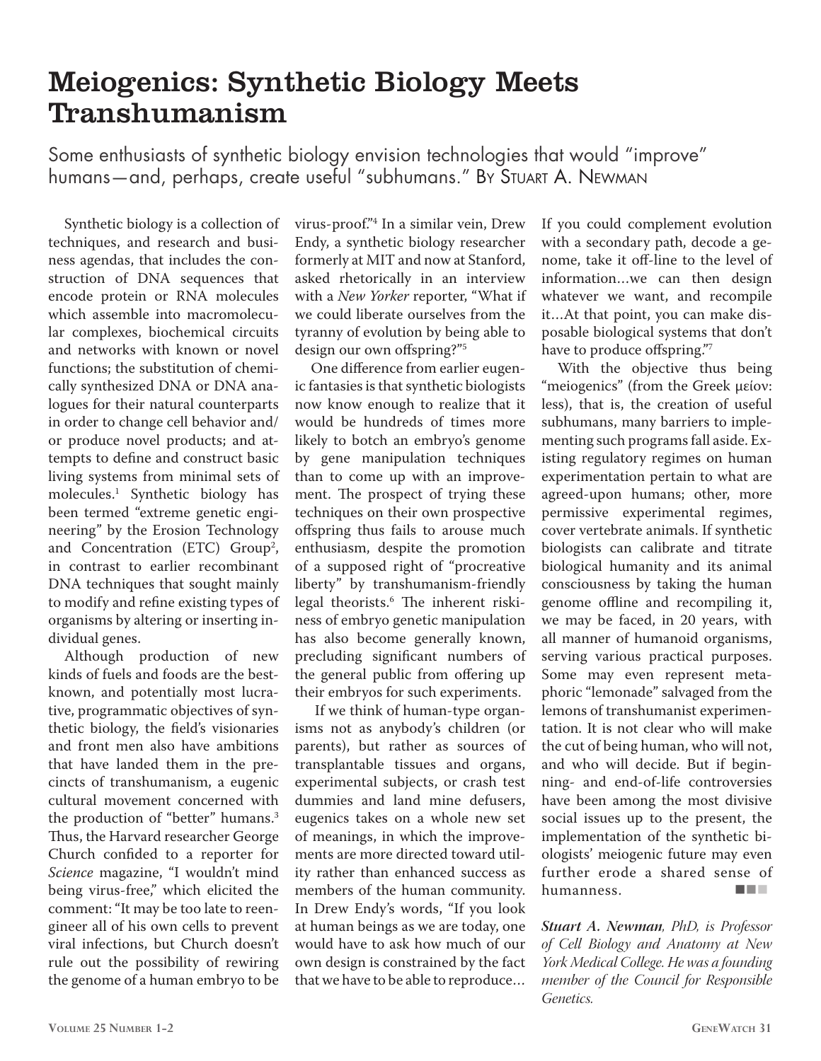# Meiogenics: Synthetic Biology Meets Transhumanism

Some enthusiasts of synthetic biology envision technologies that would "improve" humans—and, perhaps, create useful "subhumans." By Stuart A. Newman

Synthetic biology is a collection of techniques, and research and business agendas, that includes the construction of DNA sequences that encode protein or RNA molecules which assemble into macromolecular complexes, biochemical circuits and networks with known or novel functions; the substitution of chemically synthesized DNA or DNA analogues for their natural counterparts in order to change cell behavior and/or produce novel products; and attempts to define and construct basic living systems from minimal sets of molecules.[1] Synthetic biology has been termed "extreme genetic engineering" by the Erosion Technology and Concentration (ETC) Group[2], in contrast to earlier recombinant DNA techniques that sought mainly to modify and refine existing types of organisms by altering or inserting individual genes.

Although production of new kinds of fuels and foods are the best-known, and potentially most lucrative, programmatic objectives of synthetic biology, the field's visionaries and front men also have ambitions that have landed them in the precincts of transhumanism, a eugenic cultural movement concerned with the production of "better" humans.[3] Thus, the Harvard researcher George Church confided to a reporter for *Science* magazine, "I wouldn't mind being virus-free," which elicited the comment: "It may be too late to reengineer all of his own cells to prevent viral infections, but Church doesn't rule out the possibility of rewiring the genome of a human embryo to be virus-proof."[4] In a similar vein, Drew Endy, a synthetic biology researcher formerly at MIT and now at Stanford, asked rhetorically in an interview with a *New Yorker* reporter, "What if we could liberate ourselves from the tyranny of evolution by being able to design our own offspring?"[5]

One difference from earlier eugenic fantasies is that synthetic biologists now know enough to realize that it would be hundreds of times more likely to botch an embryo's genome by gene manipulation techniques than to come up with an improvement. The prospect of trying these techniques on their own prospective offspring thus fails to arouse much enthusiasm, despite the promotion of a supposed right of "procreative liberty" by transhumanism-friendly legal theorists.[6] The inherent riskiness of embryo genetic manipulation has also become generally known, precluding significant numbers of the general public from offering up their embryos for such experiments.

If we think of human-type organisms not as anybody's children (or parents), but rather as sources of transplantable tissues and organs, experimental subjects, or crash test dummies and land mine defusers, eugenics takes on a whole new set of meanings, in which the improvements are more directed toward utility rather than enhanced success as members of the human community. In Drew Endy's words, "If you look at human beings as we are today, one would have to ask how much of our own design is constrained by the fact that we have to be able to reproduce… If you could complement evolution with a secondary path, decode a genome, take it off-line to the level of information…we can then design whatever we want, and recompile it…At that point, you can make disposable biological systems that don't have to produce offspring."[7]

With the objective thus being "meiogenics" (from the Greek μείον: less), that is, the creation of useful subhumans, many barriers to implementing such programs fall aside. Existing regulatory regimes on human experimentation pertain to what are agreed-upon humans; other, more permissive experimental regimes, cover vertebrate animals. If synthetic biologists can calibrate and titrate biological humanity and its animal consciousness by taking the human genome offline and recompiling it, we may be faced, in 20 years, with all manner of humanoid organisms, serving various practical purposes. Some may even represent metaphoric "lemonade" salvaged from the lemons of transhumanist experimentation. It is not clear who will make the cut of being human, who will not, and who will decide. But if beginning- and end-of-life controversies have been among the most divisive social issues up to the present, the implementation of the synthetic biologists' meiogenic future may even further erode a shared sense of humanness.

***Stuart A. Newman**, PhD, is Professor of Cell Biology and Anatomy at New York Medical College. He was a founding member of the Council for Responsible Genetics.*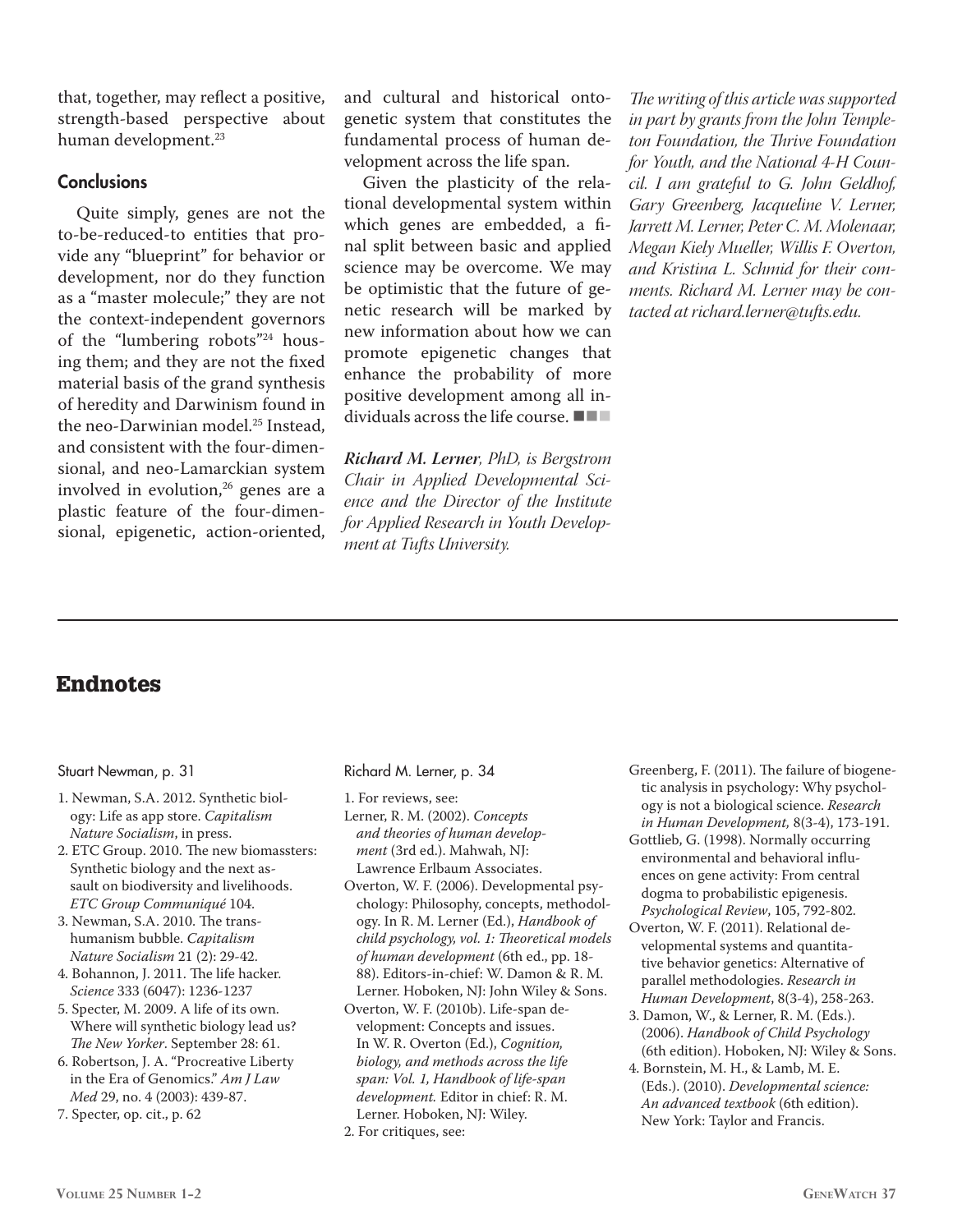that, together, may reflect a positive, strength-based perspective about human development.[23]

## Conclusions

Quite simply, genes are not the to-be-reduced-to entities that provide any "blueprint" for behavior or development, nor do they function as a "master molecule;" they are not the context-independent governors of the "lumbering robots"[24] housing them; and they are not the fixed material basis of the grand synthesis of heredity and Darwinism found in the neo-Darwinian model.[25] Instead, and consistent with the four-dimensional, and neo-Lamarckian system involved in evolution,[26] genes are a plastic feature of the four-dimensional, epigenetic, action-oriented, and cultural and historical ontogenetic system that constitutes the fundamental process of human development across the life span.

Given the plasticity of the relational developmental system within which genes are embedded, a final split between basic and applied science may be overcome. We may be optimistic that the future of genetic research will be marked by new information about how we can promote epigenetic changes that enhance the probability of more positive development among all individuals across the life course.

***Richard M. Lerner****, PhD, is Bergstrom Chair in Applied Developmental Science and the Director of the Institute for Applied Research in Youth Development at Tufts University.*

*The writing of this article was supported in part by grants from the John Templeton Foundation, the Thrive Foundation for Youth, and the National 4-H Council. I am grateful to G. John Geldhof, Gary Greenberg, Jacqueline V. Lerner, Jarrett M. Lerner, Peter C. M. Molenaar, Megan Kiely Mueller, Willis F. Overton, and Kristina L. Schmid for their comments. Richard M. Lerner may be contacted at richard.lerner@tufts.edu.*

# Endnotes

Stuart Newman, p. 31

1. Newman, S.A. 2012. Synthetic biology: Life as app store. *Capitalism Nature Socialism*, in press.
2. ETC Group. 2010. The new biomassters: Synthetic biology and the next assault on biodiversity and livelihoods. *ETC Group Communiqué* 104.
3. Newman, S.A. 2010. The transhumanism bubble. *Capitalism Nature Socialism* 21 (2): 29-42.
4. Bohannon, J. 2011. The life hacker. *Science* 333 (6047): 1236-1237
5. Specter, M. 2009. A life of its own. Where will synthetic biology lead us? *The New Yorker*. September 28: 61.
6. Robertson, J. A. "Procreative Liberty in the Era of Genomics." *Am J Law Med* 29, no. 4 (2003): 439-87.
7. Specter, op. cit., p. 62

Richard M. Lerner, p. 34

1. For reviews, see:

Lerner, R. M. (2002). *Concepts and theories of human development* (3rd ed.). Mahwah, NJ: Lawrence Erlbaum Associates.

Overton, W. F. (2006). Developmental psychology: Philosophy, concepts, methodology. In R. M. Lerner (Ed.), *Handbook of child psychology, vol. 1: Theoretical models of human development* (6th ed., pp. 18-88). Editors-in-chief: W. Damon & R. M. Lerner. Hoboken, NJ: John Wiley & Sons.

Overton, W. F. (2010b). Life-span development: Concepts and issues. In W. R. Overton (Ed.), *Cognition, biology, and methods across the life span: Vol. 1, Handbook of life-span development.* Editor in chief: R. M. Lerner. Hoboken, NJ: Wiley.

2. For critiques, see:

Greenberg, F. (2011). The failure of biogenetic analysis in psychology: Why psychology is not a biological science. *Research in Human Development*, 8(3-4), 173-191.

Gottlieb, G. (1998). Normally occurring environmental and behavioral influences on gene activity: From central dogma to probabilistic epigenesis. *Psychological Review*, 105, 792-802.

Overton, W. F. (2011). Relational developmental systems and quantitative behavior genetics: Alternative of parallel methodologies. *Research in Human Development*, 8(3-4), 258-263.

3. Damon, W., & Lerner, R. M. (Eds.). (2006). *Handbook of Child Psychology* (6th edition). Hoboken, NJ: Wiley & Sons.
4. Bornstein, M. H., & Lamb, M. E. (Eds.). (2010). *Developmental science: An advanced textbook* (6th edition). New York: Taylor and Francis.